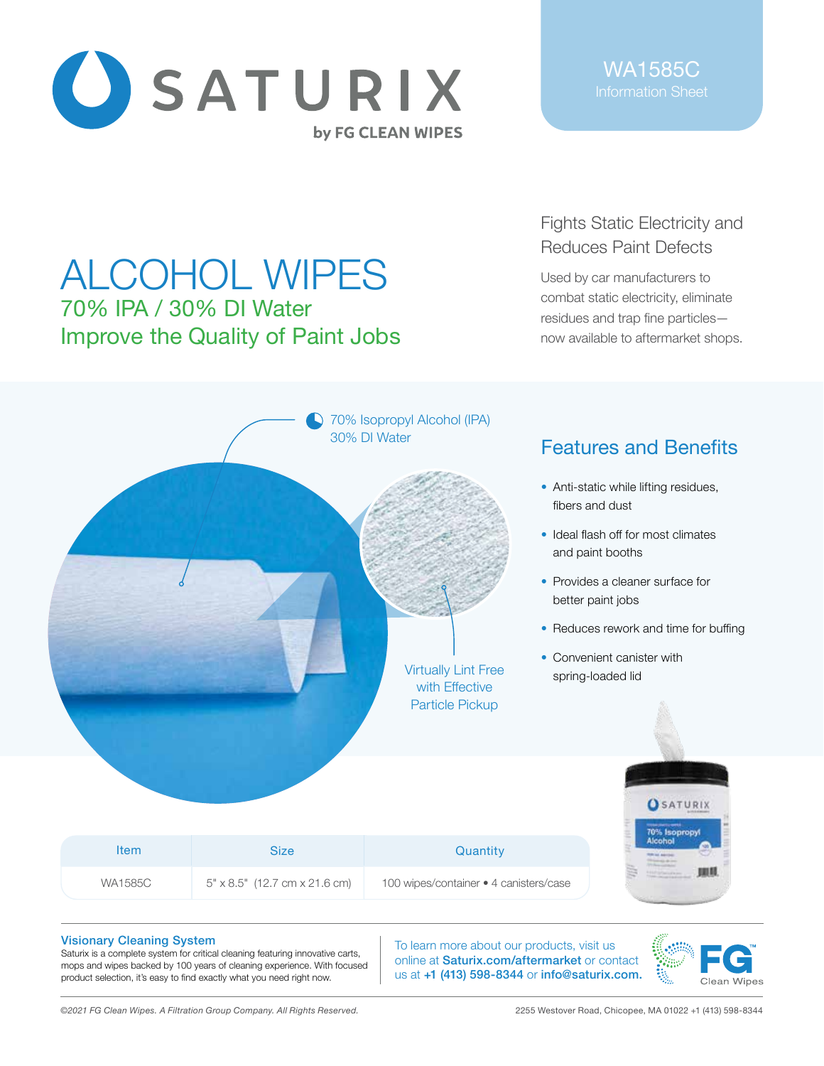SATURIX

by FG CLEAN WIPES

WA1585C
Information Sheet

# ALCOHOL WIPES

## 70% IPA / 30% DI Water
## Improve the Quality of Paint Jobs

### Fights Static Electricity and Reduces Paint Defects

Used by car manufacturers to combat static electricity, eliminate residues and trap fine particles—now available to aftermarket shops.

70% Isopropyl Alcohol (IPA)
30% DI Water

Virtually Lint Free with Effective Particle Pickup

## Features and Benefits

- Anti-static while lifting residues, fibers and dust
- Ideal flash off for most climates and paint booths
- Provides a cleaner surface for better paint jobs
- Reduces rework and time for buffing
- Convenient canister with spring-loaded lid

| Item | Size | Quantity |
|---|---|---|
| WA1585C | 5" x 8.5" (12.7 cm x 21.6 cm) | 100 wipes/container • 4 canisters/case |

**Visionary Cleaning System**
Saturix is a complete system for critical cleaning featuring innovative carts, mops and wipes backed by 100 years of cleaning experience. With focused product selection, it's easy to find exactly what you need right now.

To learn more about our products, visit us online at **Saturix.com/aftermarket** or contact us at **+1 (413) 598-8344** or **info@saturix.com.**

FG Clean Wipes

*©2021 FG Clean Wipes. A Filtration Group Company. All Rights Reserved.*

2255 Westover Road, Chicopee, MA 01022 +1 (413) 598-8344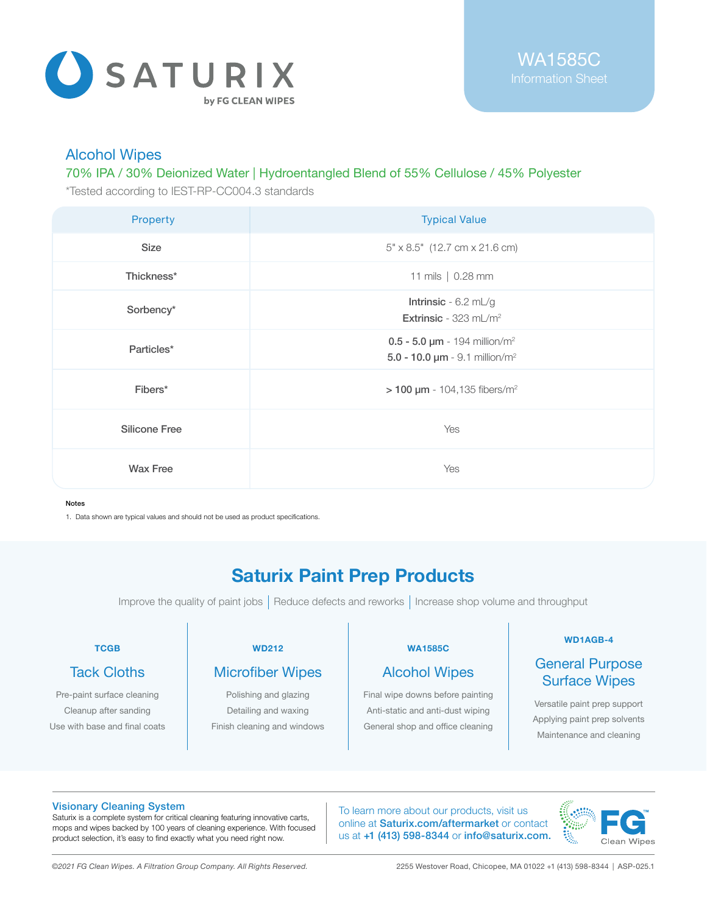SATURIX

by FG CLEAN WIPES

WA1585C
Information Sheet

## Alcohol Wipes

### 70% IPA / 30% Deionized Water | Hydroentangled Blend of 55% Cellulose / 45% Polyester

*Tested according to IEST-RP-CC004.3 standards

| Property | Typical Value |
|---|---|
| Size | 5" x 8.5" (12.7 cm x 21.6 cm) |
| Thickness* | 11 mils \| 0.28 mm |
| Sorbency* | **Intrinsic** - 6.2 mL/g<br>**Extrinsic** - 323 mL/m$^2$ |
| Particles* | **0.5 - 5.0 µm** - 194 million/m$^2$<br>**5.0 - 10.0 µm** - 9.1 million/m$^2$ |
| Fibers* | **> 100 µm** - 104,135 fibers/m$^2$ |
| Silicone Free | Yes |
| Wax Free | Yes |

**Notes**

1. Data shown are typical values and should not be used as product specifications.

## Saturix Paint Prep Products

Improve the quality of paint jobs | Reduce defects and reworks | Increase shop volume and throughput

**TCGB**

### Tack Cloths

Pre-paint surface cleaning
Cleanup after sanding
Use with base and final coats

**WD212**

### Microfiber Wipes

Polishing and glazing
Detailing and waxing
Finish cleaning and windows

**WA1585C**

### Alcohol Wipes

Final wipe downs before painting
Anti-static and anti-dust wiping
General shop and office cleaning

**WD1AGB-4**

### General Purpose Surface Wipes

Versatile paint prep support
Applying paint prep solvents
Maintenance and cleaning

**Visionary Cleaning System**

Saturix is a complete system for critical cleaning featuring innovative carts, mops and wipes backed by 100 years of cleaning experience. With focused product selection, it's easy to find exactly what you need right now.

To learn more about our products, visit us online at **Saturix.com/aftermarket** or contact us at **+1 (413) 598-8344** or **info@saturix.com.**

FG™ Clean Wipes

*©2021 FG Clean Wipes. A Filtration Group Company. All Rights Reserved.*

2255 Westover Road, Chicopee, MA 01022 +1 (413) 598-8344 | ASP-025.1